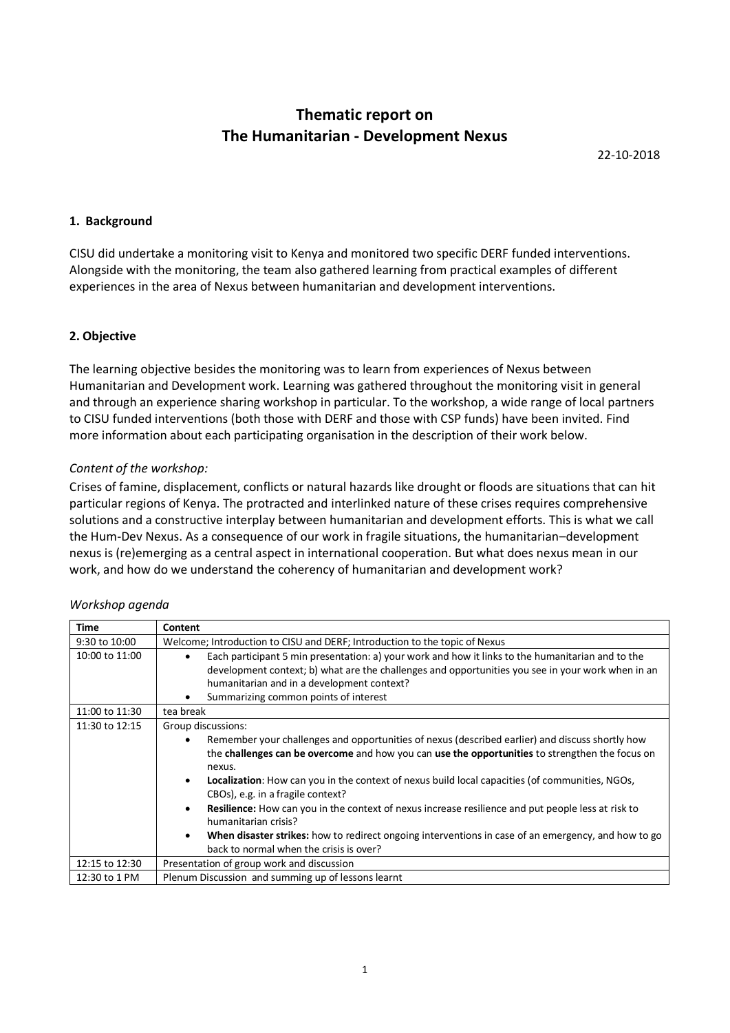# Thematic report on The Humanitarian - Development Nexus

22-10-2018

## 1. Background

CISU did undertake a monitoring visit to Kenya and monitored two specific DERF funded interventions. Alongside with the monitoring, the team also gathered learning from practical examples of different experiences in the area of Nexus between humanitarian and development interventions.

## 2. Objective

The learning objective besides the monitoring was to learn from experiences of Nexus between Humanitarian and Development work. Learning was gathered throughout the monitoring visit in general and through an experience sharing workshop in particular. To the workshop, a wide range of local partners to CISU funded interventions (both those with DERF and those with CSP funds) have been invited. Find more information about each participating organisation in the description of their work below.

*Content of the workshop:*

Crises of famine, displacement, conflicts or natural hazards like drought or floods are situations that can hit particular regions of Kenya. The protracted and interlinked nature of these crises requires comprehensive solutions and a constructive interplay between humanitarian and development efforts. This is what we call the Hum-Dev Nexus. As a consequence of our work in fragile situations, the humanitarian–development nexus is (re)emerging as a central aspect in international cooperation. But what does nexus mean in our work, and how do we understand the coherency of humanitarian and development work?

*Workshop agenda*

| Time | Content |
|---|---|
| 9:30 to 10:00 | Welcome; Introduction to CISU and DERF; Introduction to the topic of Nexus |
| 10:00 to 11:00 | • Each participant 5 min presentation: a) your work and how it links to the humanitarian and to the development context; b) what are the challenges and opportunities you see in your work when in an humanitarian and in a development context?<br>• Summarizing common points of interest |
| 11:00 to 11:30 | tea break |
| 11:30 to 12:15 | Group discussions:<br>• Remember your challenges and opportunities of nexus (described earlier) and discuss shortly how the **challenges can be overcome** and how you can **use the opportunities** to strengthen the focus on nexus.<br>• **Localization**: How can you in the context of nexus build local capacities (of communities, NGOs, CBOs), e.g. in a fragile context?<br>• **Resilience:** How can you in the context of nexus increase resilience and put people less at risk to humanitarian crisis?<br>• **When disaster strikes:** how to redirect ongoing interventions in case of an emergency, and how to go back to normal when the crisis is over? |
| 12:15 to 12:30 | Presentation of group work and discussion |
| 12:30 to 1 PM | Plenum Discussion and summing up of lessons learnt |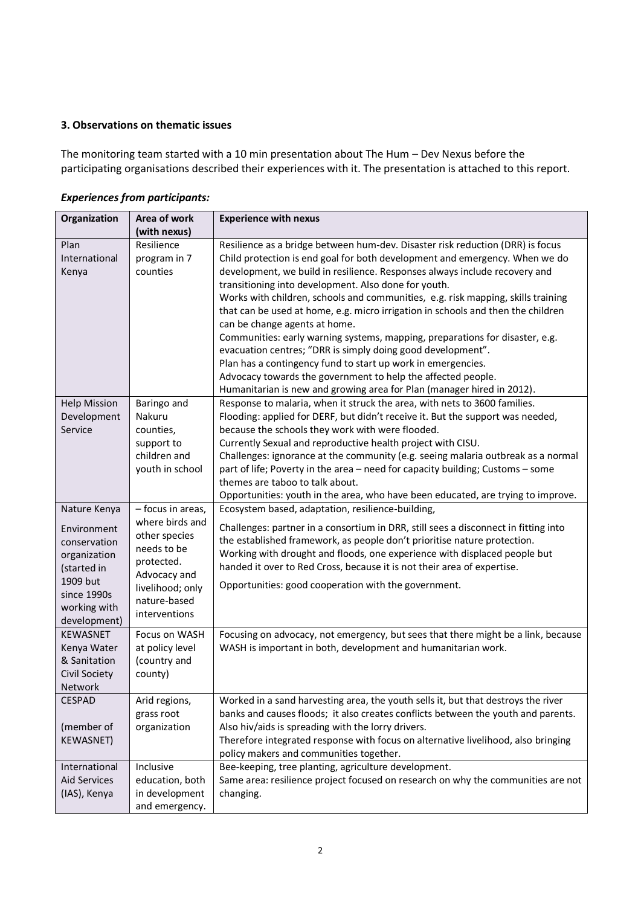### 3. Observations on thematic issues

The monitoring team started with a 10 min presentation about The Hum – Dev Nexus before the participating organisations described their experiences with it. The presentation is attached to this report.

***Experiences from participants:***

| Organization | Area of work (with nexus) | Experience with nexus |
|---|---|---|
| Plan International Kenya | Resilience program in 7 counties | Resilience as a bridge between hum-dev. Disaster risk reduction (DRR) is focus Child protection is end goal for both development and emergency. When we do development, we build in resilience. Responses always include recovery and transitioning into development. Also done for youth.<br>Works with children, schools and communities, e.g. risk mapping, skills training that can be used at home, e.g. micro irrigation in schools and then the children can be change agents at home.<br>Communities: early warning systems, mapping, preparations for disaster, e.g. evacuation centres; "DRR is simply doing good development".<br>Plan has a contingency fund to start up work in emergencies.<br>Advocacy towards the government to help the affected people.<br>Humanitarian is new and growing area for Plan (manager hired in 2012). |
| Help Mission Development Service | Baringo and Nakuru counties, support to children and youth in school | Response to malaria, when it struck the area, with nets to 3600 families.<br>Flooding: applied for DERF, but didn't receive it. But the support was needed, because the schools they work with were flooded.<br>Currently Sexual and reproductive health project with CISU.<br>Challenges: ignorance at the community (e.g. seeing malaria outbreak as a normal part of life; Poverty in the area – need for capacity building; Customs – some themes are taboo to talk about.<br>Opportunities: youth in the area, who have been educated, are trying to improve. |
| Nature Kenya<br><br>Environment conservation organization (started in 1909 but since 1990s working with development) | – focus in areas, where birds and other species needs to be protected. Advocacy and livelihood; only nature-based interventions | Ecosystem based, adaptation, resilience-building,<br><br>Challenges: partner in a consortium in DRR, still sees a disconnect in fitting into the established framework, as people don't prioritise nature protection.<br>Working with drought and floods, one experience with displaced people but handed it over to Red Cross, because it is not their area of expertise.<br><br>Opportunities: good cooperation with the government. |
| KEWASNET Kenya Water & Sanitation Civil Society Network | Focus on WASH at policy level (country and county) | Focusing on advocacy, not emergency, but sees that there might be a link, because WASH is important in both, development and humanitarian work. |
| CESPAD<br><br>(member of KEWASNET) | Arid regions, grass root organization | Worked in a sand harvesting area, the youth sells it, but that destroys the river banks and causes floods; it also creates conflicts between the youth and parents.<br>Also hiv/aids is spreading with the lorry drivers.<br>Therefore integrated response with focus on alternative livelihood, also bringing policy makers and communities together. |
| International Aid Services (IAS), Kenya | Inclusive education, both in development and emergency. | Bee-keeping, tree planting, agriculture development.<br>Same area: resilience project focused on research on why the communities are not changing. |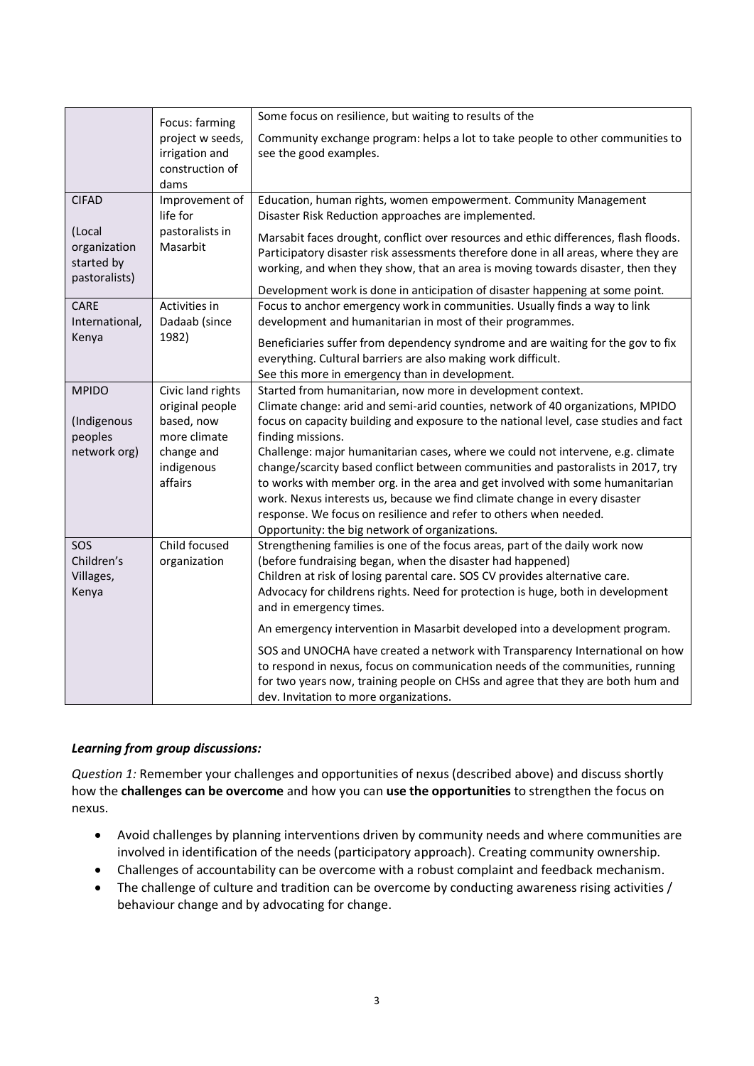| | | |
|---|---|---|
| | Focus: farming project w seeds, irrigation and construction of dams | Some focus on resilience, but waiting to results of the<br><br>Community exchange program: helps a lot to take people to other communities to see the good examples. |
| CIFAD<br><br>(Local organization started by pastoralists) | Improvement of life for pastoralists in Masarbit | Education, human rights, women empowerment. Community Management Disaster Risk Reduction approaches are implemented.<br><br>Marsabit faces drought, conflict over resources and ethic differences, flash floods. Participatory disaster risk assessments therefore done in all areas, where they are working, and when they show, that an area is moving towards disaster, then they<br><br>Development work is done in anticipation of disaster happening at some point. |
| CARE International, Kenya | Activities in Dadaab (since 1982) | Focus to anchor emergency work in communities. Usually finds a way to link development and humanitarian in most of their programmes.<br><br>Beneficiaries suffer from dependency syndrome and are waiting for the gov to fix everything. Cultural barriers are also making work difficult.<br>See this more in emergency than in development. |
| MPIDO<br><br>(Indigenous peoples network org) | Civic land rights original people based, now more climate change and indigenous affairs | Started from humanitarian, now more in development context.<br>Climate change: arid and semi-arid counties, network of 40 organizations, MPIDO focus on capacity building and exposure to the national level, case studies and fact finding missions.<br>Challenge: major humanitarian cases, where we could not intervene, e.g. climate change/scarcity based conflict between communities and pastoralists in 2017, try to works with member org. in the area and get involved with some humanitarian work. Nexus interests us, because we find climate change in every disaster response. We focus on resilience and refer to others when needed.<br>Opportunity: the big network of organizations. |
| SOS Children's Villages, Kenya | Child focused organization | Strengthening families is one of the focus areas, part of the daily work now (before fundraising began, when the disaster had happened)<br>Children at risk of losing parental care. SOS CV provides alternative care.<br>Advocacy for childrens rights. Need for protection is huge, both in development and in emergency times.<br><br>An emergency intervention in Masarbit developed into a development program.<br><br>SOS and UNOCHA have created a network with Transparency International on how to respond in nexus, focus on communication needs of the communities, running for two years now, training people on CHSs and agree that they are both hum and dev. Invitation to more organizations. |

***Learning from group discussions:***

*Question 1:* Remember your challenges and opportunities of nexus (described above) and discuss shortly how the **challenges can be overcome** and how you can **use the opportunities** to strengthen the focus on nexus.

- Avoid challenges by planning interventions driven by community needs and where communities are involved in identification of the needs (participatory approach). Creating community ownership.
- Challenges of accountability can be overcome with a robust complaint and feedback mechanism.
- The challenge of culture and tradition can be overcome by conducting awareness rising activities / behaviour change and by advocating for change.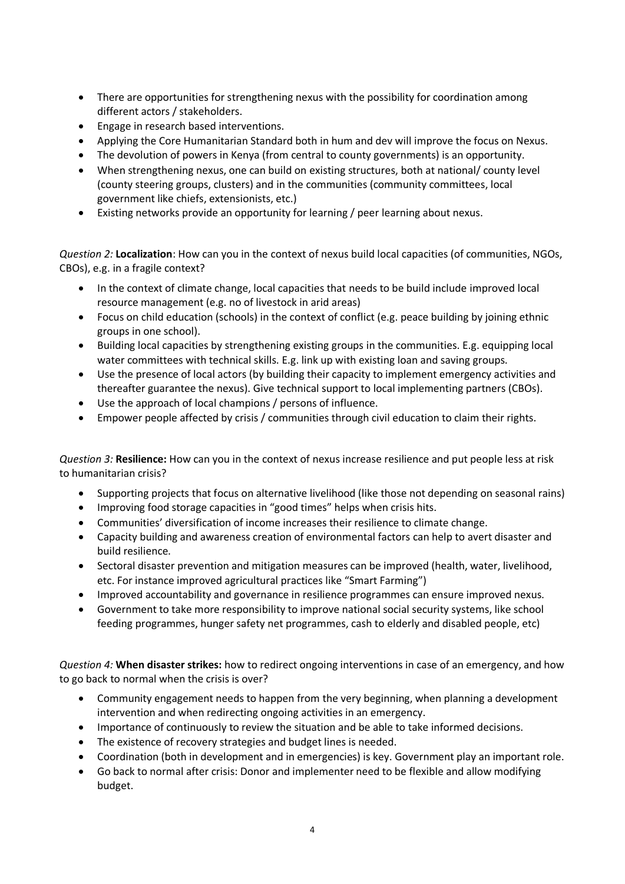- There are opportunities for strengthening nexus with the possibility for coordination among different actors / stakeholders.
- Engage in research based interventions.
- Applying the Core Humanitarian Standard both in hum and dev will improve the focus on Nexus.
- The devolution of powers in Kenya (from central to county governments) is an opportunity.
- When strengthening nexus, one can build on existing structures, both at national/ county level (county steering groups, clusters) and in the communities (community committees, local government like chiefs, extensionists, etc.)
- Existing networks provide an opportunity for learning / peer learning about nexus.

*Question 2:* **Localization**: How can you in the context of nexus build local capacities (of communities, NGOs, CBOs), e.g. in a fragile context?

- In the context of climate change, local capacities that needs to be build include improved local resource management (e.g. no of livestock in arid areas)
- Focus on child education (schools) in the context of conflict (e.g. peace building by joining ethnic groups in one school).
- Building local capacities by strengthening existing groups in the communities. E.g. equipping local water committees with technical skills. E.g. link up with existing loan and saving groups.
- Use the presence of local actors (by building their capacity to implement emergency activities and thereafter guarantee the nexus). Give technical support to local implementing partners (CBOs).
- Use the approach of local champions / persons of influence.
- Empower people affected by crisis / communities through civil education to claim their rights.

*Question 3:* **Resilience:** How can you in the context of nexus increase resilience and put people less at risk to humanitarian crisis?

- Supporting projects that focus on alternative livelihood (like those not depending on seasonal rains)
- Improving food storage capacities in "good times" helps when crisis hits.
- Communities' diversification of income increases their resilience to climate change.
- Capacity building and awareness creation of environmental factors can help to avert disaster and build resilience.
- Sectoral disaster prevention and mitigation measures can be improved (health, water, livelihood, etc. For instance improved agricultural practices like "Smart Farming")
- Improved accountability and governance in resilience programmes can ensure improved nexus.
- Government to take more responsibility to improve national social security systems, like school feeding programmes, hunger safety net programmes, cash to elderly and disabled people, etc)

*Question 4:* **When disaster strikes:** how to redirect ongoing interventions in case of an emergency, and how to go back to normal when the crisis is over?

- Community engagement needs to happen from the very beginning, when planning a development intervention and when redirecting ongoing activities in an emergency.
- Importance of continuously to review the situation and be able to take informed decisions.
- The existence of recovery strategies and budget lines is needed.
- Coordination (both in development and in emergencies) is key. Government play an important role.
- Go back to normal after crisis: Donor and implementer need to be flexible and allow modifying budget.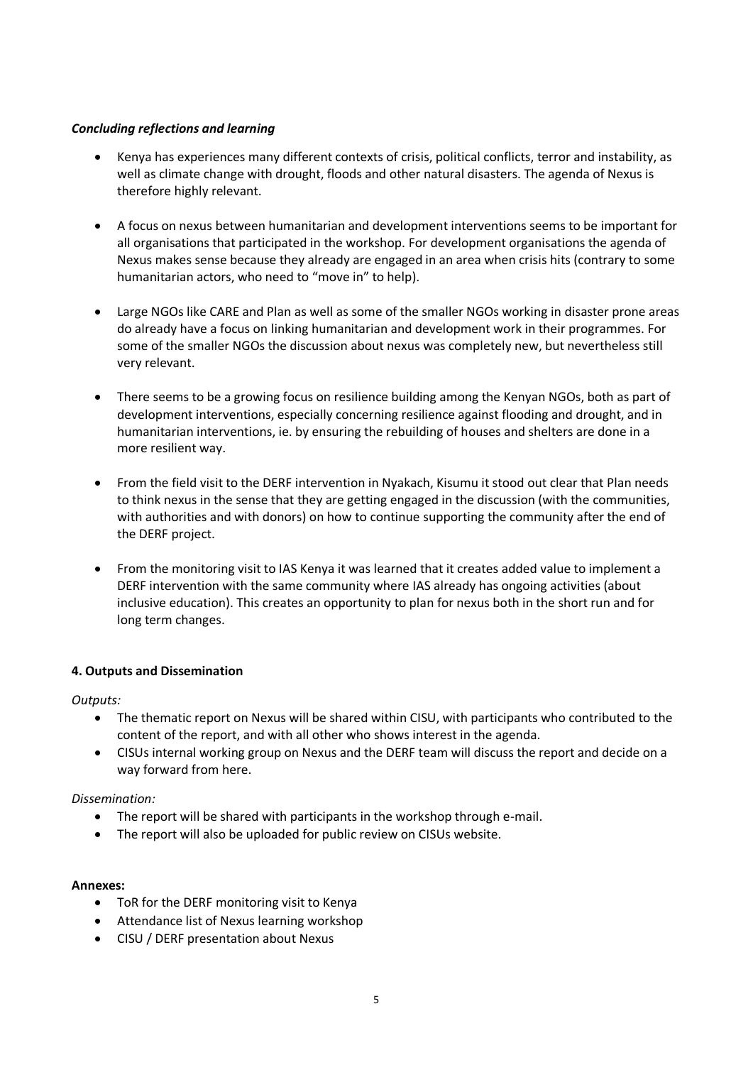***Concluding reflections and learning***

- Kenya has experiences many different contexts of crisis, political conflicts, terror and instability, as well as climate change with drought, floods and other natural disasters. The agenda of Nexus is therefore highly relevant.

- A focus on nexus between humanitarian and development interventions seems to be important for all organisations that participated in the workshop. For development organisations the agenda of Nexus makes sense because they already are engaged in an area when crisis hits (contrary to some humanitarian actors, who need to "move in" to help).

- Large NGOs like CARE and Plan as well as some of the smaller NGOs working in disaster prone areas do already have a focus on linking humanitarian and development work in their programmes. For some of the smaller NGOs the discussion about nexus was completely new, but nevertheless still very relevant.

- There seems to be a growing focus on resilience building among the Kenyan NGOs, both as part of development interventions, especially concerning resilience against flooding and drought, and in humanitarian interventions, ie. by ensuring the rebuilding of houses and shelters are done in a more resilient way.

- From the field visit to the DERF intervention in Nyakach, Kisumu it stood out clear that Plan needs to think nexus in the sense that they are getting engaged in the discussion (with the communities, with authorities and with donors) on how to continue supporting the community after the end of the DERF project.

- From the monitoring visit to IAS Kenya it was learned that it creates added value to implement a DERF intervention with the same community where IAS already has ongoing activities (about inclusive education). This creates an opportunity to plan for nexus both in the short run and for long term changes.

**4. Outputs and Dissemination**

*Outputs:*

- The thematic report on Nexus will be shared within CISU, with participants who contributed to the content of the report, and with all other who shows interest in the agenda.
- CISUs internal working group on Nexus and the DERF team will discuss the report and decide on a way forward from here.

*Dissemination:*

- The report will be shared with participants in the workshop through e-mail.
- The report will also be uploaded for public review on CISUs website.

**Annexes:**

- ToR for the DERF monitoring visit to Kenya
- Attendance list of Nexus learning workshop
- CISU / DERF presentation about Nexus